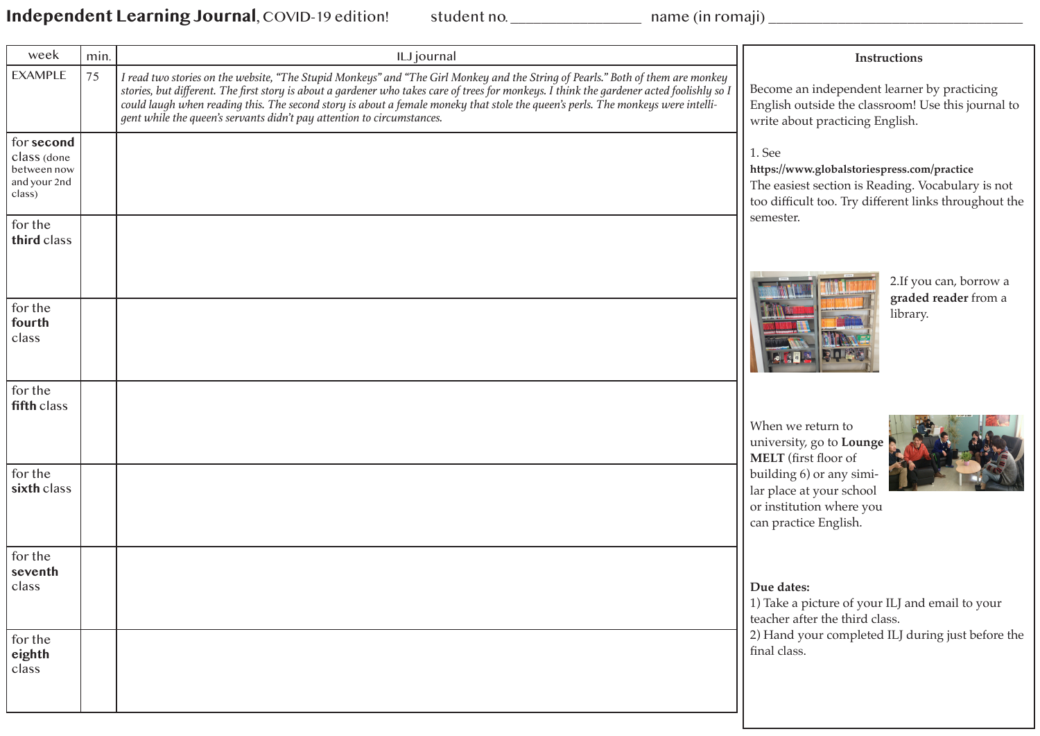# **Independent Learning Journal**, COVID-19 edition!

student no. ________________ name (in romaji) ________________________________

| week | min. | ILJ journal |
|---|---|---|
| EXAMPLE | 75 | *I read two stories on the website, "The Stupid Monkeys" and "The Girl Monkey and the String of Pearls." Both of them are monkey stories, but different. The first story is about a gardener who takes care of trees for monkeys. I think the gardener acted foolishly so I could laugh when reading this. The second story is about a female moneky that stole the queen's perls. The monkeys were intelligent while the queen's servants didn't pay attention to circumstances.* |
| for **second** class (done between now and your 2nd class) | | |
| for the **third** class | | |
| for the **fourth** class | | |
| for the **fifth** class | | |
| for the **sixth** class | | |
| for the **seventh** class | | |
| for the **eighth** class | | |

**Instructions**

Become an independent learner by practicing English outside the classroom! Use this journal to write about practicing English.

1. See **https://www.globalstoriespress.com/practice**
The easiest section is Reading. Vocabulary is not too difficult too. Try different links throughout the semester.

2.If you can, borrow a **graded reader** from a library.

When we return to university, go to **Lounge MELT** (first floor of building 6) or any similar place at your school or institution where you can practice English.

**Due dates:**
1) Take a picture of your ILJ and email to your teacher after the third class.
2) Hand your completed ILJ during just before the final class.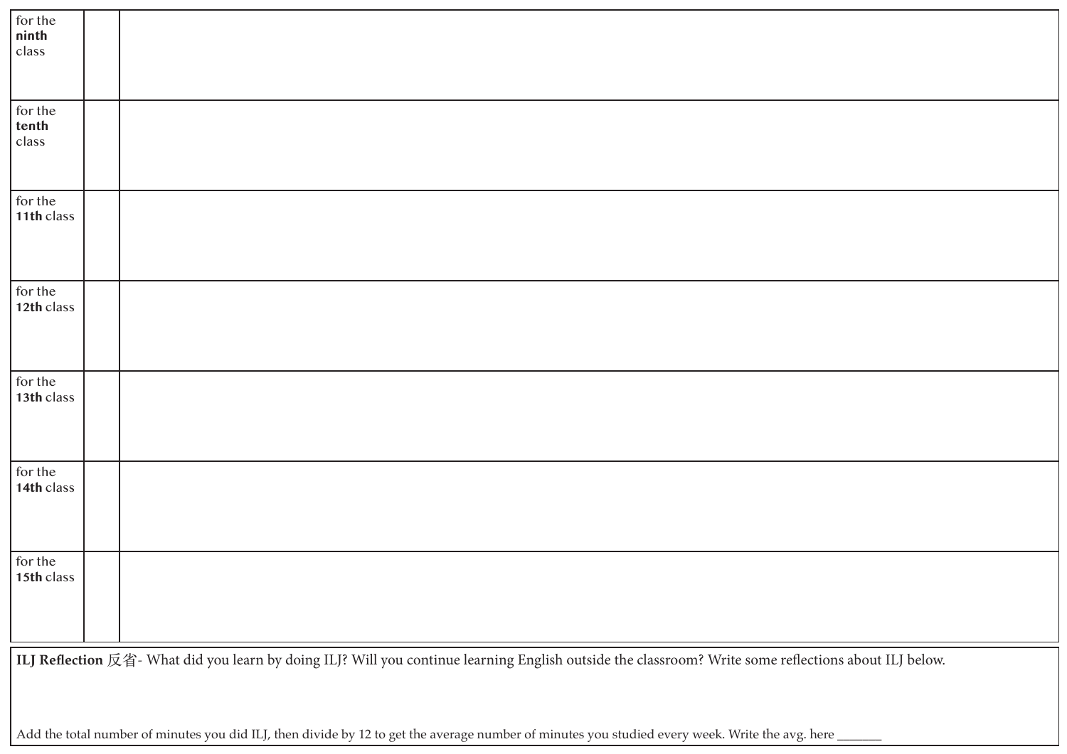| | | |
|---|---|---|
| for the **ninth** class | | |
| for the **tenth** class | | |
| for the **11th** class | | |
| for the **12th** class | | |
| for the **13th** class | | |
| for the **14th** class | | |
| for the **15th** class | | |

**ILJ Reflection** 反省- What did you learn by doing ILJ? Will you continue learning English outside the classroom? Write some reflections about ILJ below.

Add the total number of minutes you did ILJ, then divide by 12 to get the average number of minutes you studied every week. Write the avg. here _______